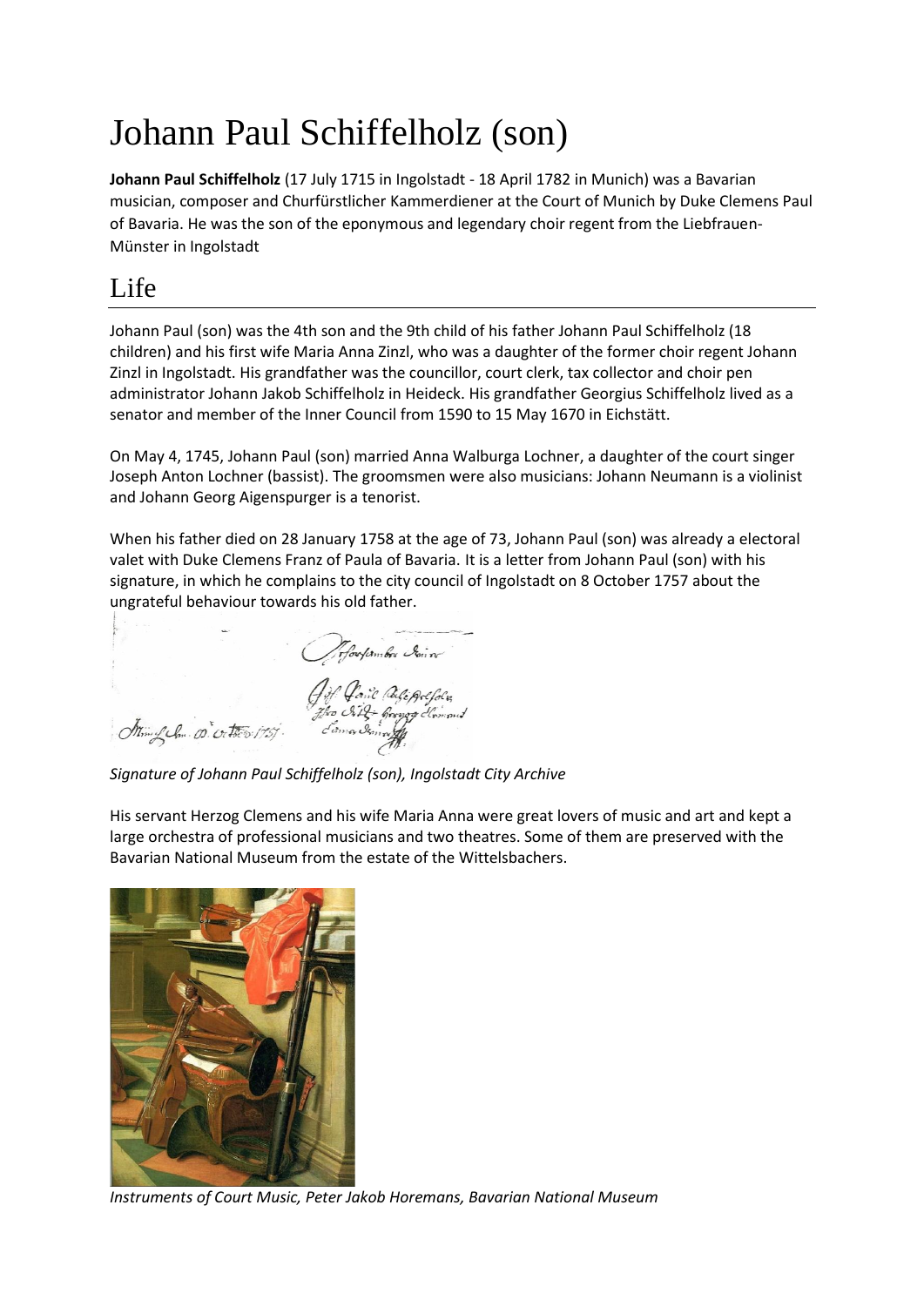# Johann Paul Schiffelholz (son)

**Johann Paul Schiffelholz** (17 July 1715 in Ingolstadt - 18 April 1782 in Munich) was a Bavarian musician, composer and Churfürstlicher Kammerdiener at the Court of Munich by Duke Clemens Paul of Bavaria. He was the son of the eponymous and legendary choir regent from the Liebfrauen-Münster in Ingolstadt

## Life

Johann Paul (son) was the 4th son and the 9th child of his father Johann Paul Schiffelholz (18 children) and his first wife Maria Anna Zinzl, who was a daughter of the former choir regent Johann Zinzl in Ingolstadt. His grandfather was the councillor, court clerk, tax collector and choir pen administrator Johann Jakob Schiffelholz in Heideck. His grandfather Georgius Schiffelholz lived as a senator and member of the Inner Council from 1590 to 15 May 1670 in Eichstätt.

On May 4, 1745, Johann Paul (son) married Anna Walburga Lochner, a daughter of the court singer Joseph Anton Lochner (bassist). The groomsmen were also musicians: Johann Neumann is a violinist and Johann Georg Aigenspurger is a tenorist.

When his father died on 28 January 1758 at the age of 73, Johann Paul (son) was already a electoral valet with Duke Clemens Franz of Paula of Bavaria. It is a letter from Johann Paul (son) with his signature, in which he complains to the city council of Ingolstadt on 8 October 1757 about the ungrateful behaviour towards his old father.

*Signature of Johann Paul Schiffelholz (son), Ingolstadt City Archive*

His servant Herzog Clemens and his wife Maria Anna were great lovers of music and art and kept a large orchestra of professional musicians and two theatres. Some of them are preserved with the Bavarian National Museum from the estate of the Wittelsbachers.

*Instruments of Court Music, Peter Jakob Horemans, Bavarian National Museum*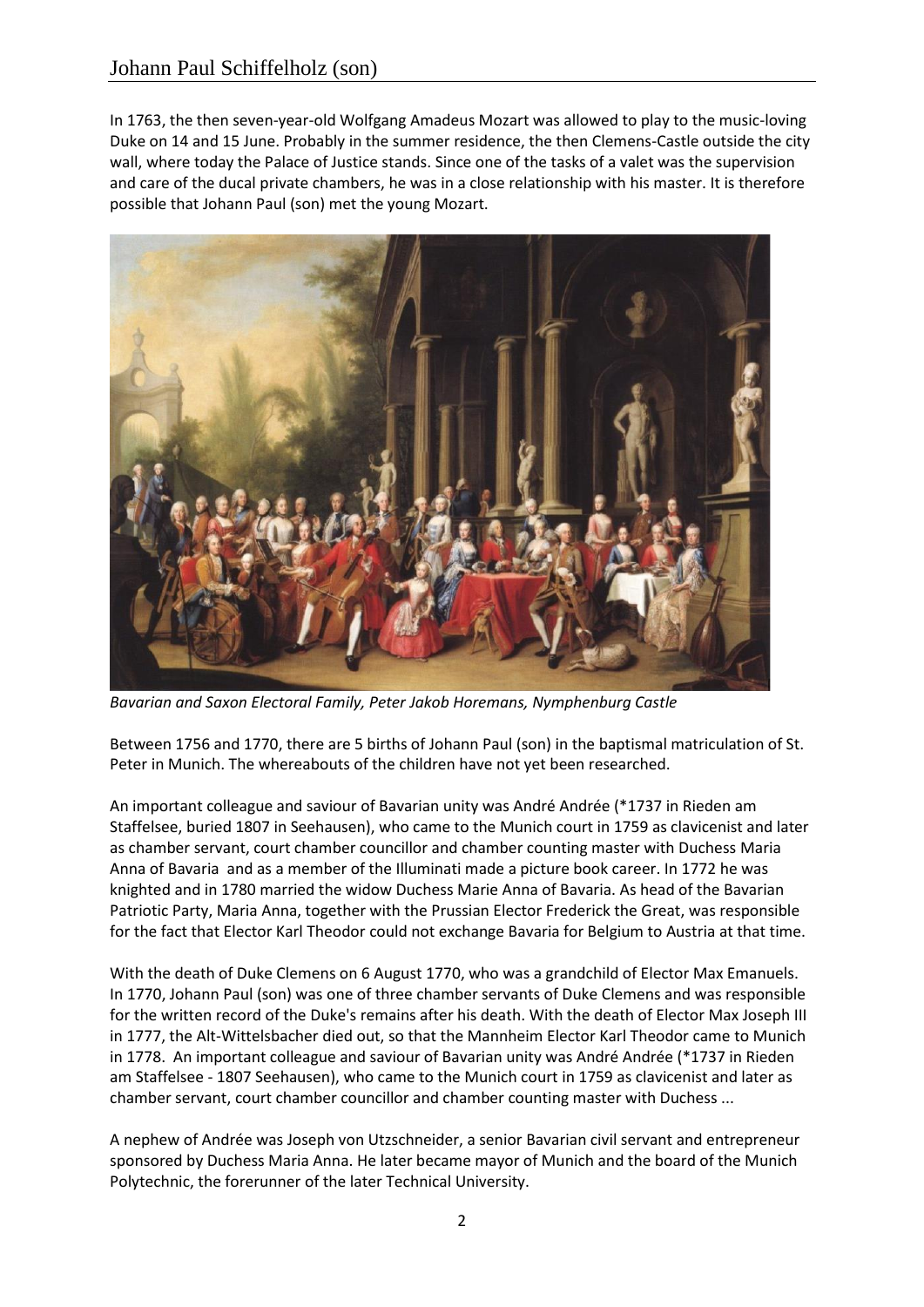In 1763, the then seven-year-old Wolfgang Amadeus Mozart was allowed to play to the music-loving Duke on 14 and 15 June. Probably in the summer residence, the then Clemens-Castle outside the city wall, where today the Palace of Justice stands. Since one of the tasks of a valet was the supervision and care of the ducal private chambers, he was in a close relationship with his master. It is therefore possible that Johann Paul (son) met the young Mozart.

*Bavarian and Saxon Electoral Family, Peter Jakob Horemans, Nymphenburg Castle*

Between 1756 and 1770, there are 5 births of Johann Paul (son) in the baptismal matriculation of St. Peter in Munich. The whereabouts of the children have not yet been researched.

An important colleague and saviour of Bavarian unity was André Andrée (*1737 in Rieden am Staffelsee, buried 1807 in Seehausen), who came to the Munich court in 1759 as clavicenist and later as chamber servant, court chamber councillor and chamber counting master with Duchess Maria Anna of Bavaria and as a member of the Illuminati made a picture book career. In 1772 he was knighted and in 1780 married the widow Duchess Marie Anna of Bavaria. As head of the Bavarian Patriotic Party, Maria Anna, together with the Prussian Elector Frederick the Great, was responsible for the fact that Elector Karl Theodor could not exchange Bavaria for Belgium to Austria at that time.

With the death of Duke Clemens on 6 August 1770, who was a grandchild of Elector Max Emanuels. In 1770, Johann Paul (son) was one of three chamber servants of Duke Clemens and was responsible for the written record of the Duke's remains after his death. With the death of Elector Max Joseph III in 1777, the Alt-Wittelsbacher died out, so that the Mannheim Elector Karl Theodor came to Munich in 1778. An important colleague and saviour of Bavarian unity was André Andrée (*1737 in Rieden am Staffelsee - 1807 Seehausen), who came to the Munich court in 1759 as clavicenist and later as chamber servant, court chamber councillor and chamber counting master with Duchess ...

A nephew of Andrée was Joseph von Utzschneider, a senior Bavarian civil servant and entrepreneur sponsored by Duchess Maria Anna. He later became mayor of Munich and the board of the Munich Polytechnic, the forerunner of the later Technical University.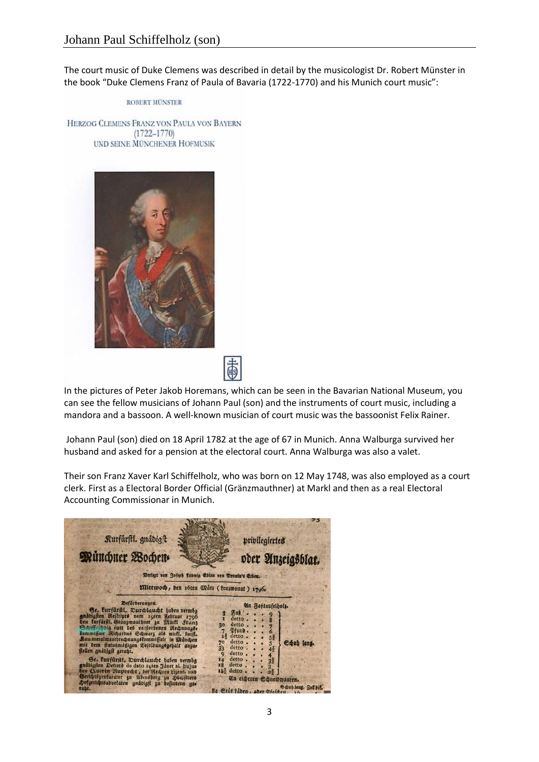The court music of Duke Clemens was described in detail by the musicologist Dr. Robert Münster in the book "Duke Clemens Franz of Paula of Bavaria (1722-1770) and his Munich court music":

ROBERT MÜNSTER

HERZOG CLEMENS FRANZ VON PAULA VON BAYERN
(1722–1770)
UND SEINE MÜNCHENER HOFMUSIK

In the pictures of Peter Jakob Horemans, which can be seen in the Bavarian National Museum, you can see the fellow musicians of Johann Paul (son) and the instruments of court music, including a mandora and a bassoon. A well-known musician of court music was the bassoonist Felix Rainer.

Johann Paul (son) died on 18 April 1782 at the age of 67 in Munich. Anna Walburga survived her husband and asked for a pension at the electoral court. Anna Walburga was also a valet.

Their son Franz Xaver Karl Schiffelholz, who was born on 12 May 1748, was also employed as a court clerk. First as a Electoral Border Official (Gränzmauthner) at Markl and then as a real Electoral Accounting Commissionar in Munich.

Kurfürstl. gnädigst privilegiertes Münchner Wochen- oder Anzeigsblat.

Verlegt von Joseph Ludwig Edlen von Droulin's Erben.

Mittwoch, den 16ten März (Lenzmonat) 1796.

Beförderungen.

Se. Kurfürstl. Durchlaucht haben vermög gnädigsten Reskripts vom 19ten Februar 1796 den kurfürstl. Gränzmauthner zu Märkl Franz Schiffelholz statt des verstorbenen Rechnungskommissair Richardus Schwarz als wirkl. kurfl. Kammeralmautrechnungskommissair in München mit dem statusmäßigen Besoldungsgehalt anzustellen gnädigst geruht.

Se. Kurfürstl. Durchlaucht haben vermög gnädigsten Dekrets de dato 14ten Jäner a. hujus den Quirin Ruprecht, der Rechten Lizent. und Gerichtsprokurator zu Abensberg zu Hofgerichtsadvokaten gnädigst zu befördern geruht.

An Faßtaufelholz.

| | | | |
|---|---|---|---|
| 3 | Faß | 9 | |
| 1 | detto | 8 | |
| 30 | detto | 7 | |
| 7 | Pfund | 6 | |
| 2½ | detto | 5½ | |
| 70 | detto | 5 | Schuh lang. |
| 33 | detto | 4½ | |
| 9 | detto | 4 | |
| 14 | detto | 3½ | |
| 18 | detto | 3 | |
| 18½ | detto | 2½ | |

An eichenen Schneidwaaren.

84 Stük Läden, oder Pfosten — Schuh lang. Zoll dik.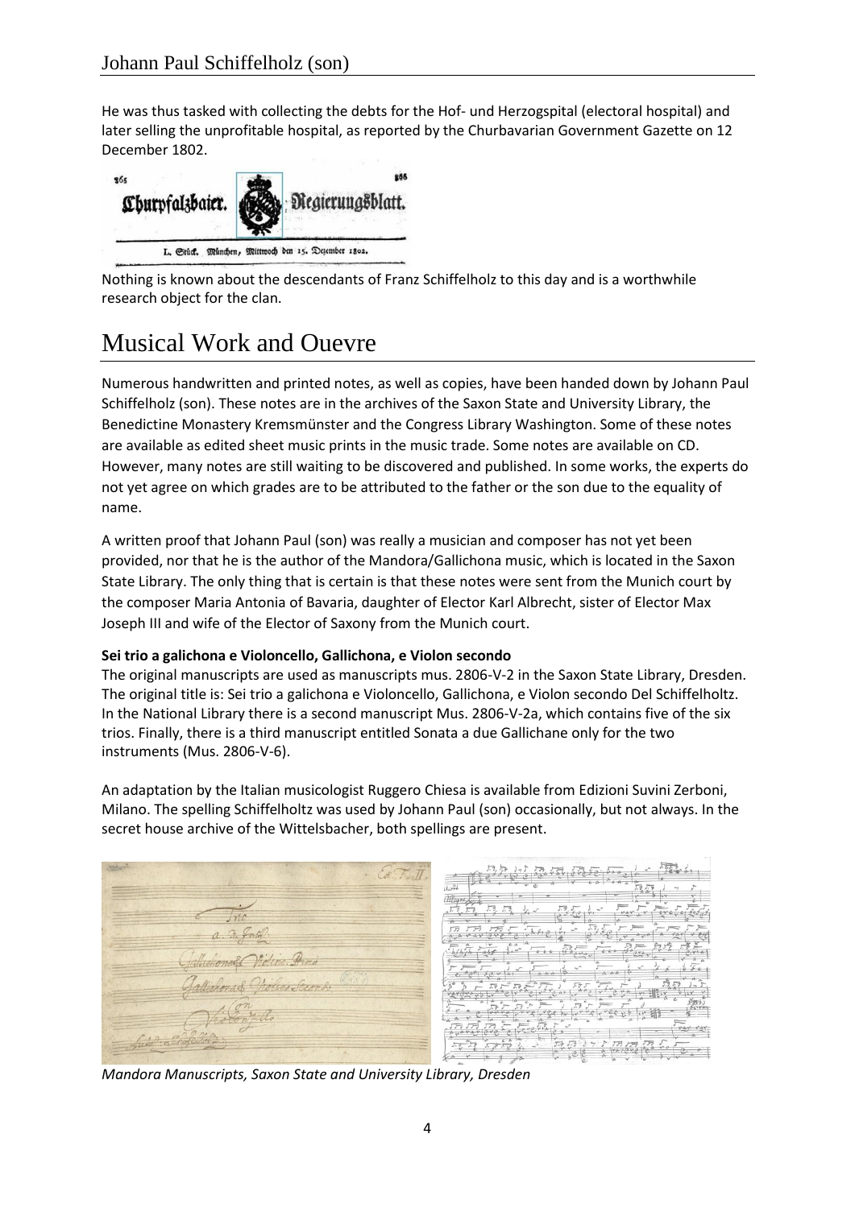He was thus tasked with collecting the debts for the Hof- und Herzogspital (electoral hospital) and later selling the unprofitable hospital, as reported by the Churbavarian Government Gazette on 12 December 1802.

Nothing is known about the descendants of Franz Schiffelholz to this day and is a worthwhile research object for the clan.

# Musical Work and Ouevre

Numerous handwritten and printed notes, as well as copies, have been handed down by Johann Paul Schiffelholz (son). These notes are in the archives of the Saxon State and University Library, the Benedictine Monastery Kremsmünster and the Congress Library Washington. Some of these notes are available as edited sheet music prints in the music trade. Some notes are available on CD. However, many notes are still waiting to be discovered and published. In some works, the experts do not yet agree on which grades are to be attributed to the father or the son due to the equality of name.

A written proof that Johann Paul (son) was really a musician and composer has not yet been provided, nor that he is the author of the Mandora/Gallichona music, which is located in the Saxon State Library. The only thing that is certain is that these notes were sent from the Munich court by the composer Maria Antonia of Bavaria, daughter of Elector Karl Albrecht, sister of Elector Max Joseph III and wife of the Elector of Saxony from the Munich court.

**Sei trio a galichona e Violoncello, Gallichona, e Violon secondo**

The original manuscripts are used as manuscripts mus. 2806-V-2 in the Saxon State Library, Dresden. The original title is: Sei trio a galichona e Violoncello, Gallichona, e Violon secondo Del Schiffelholtz. In the National Library there is a second manuscript Mus. 2806-V-2a, which contains five of the six trios. Finally, there is a third manuscript entitled Sonata a due Gallichane only for the two instruments (Mus. 2806-V-6).

An adaptation by the Italian musicologist Ruggero Chiesa is available from Edizioni Suvini Zerboni, Milano. The spelling Schiffelholtz was used by Johann Paul (son) occasionally, but not always. In the secret house archive of the Wittelsbacher, both spellings are present.

*Mandora Manuscripts, Saxon State and University Library, Dresden*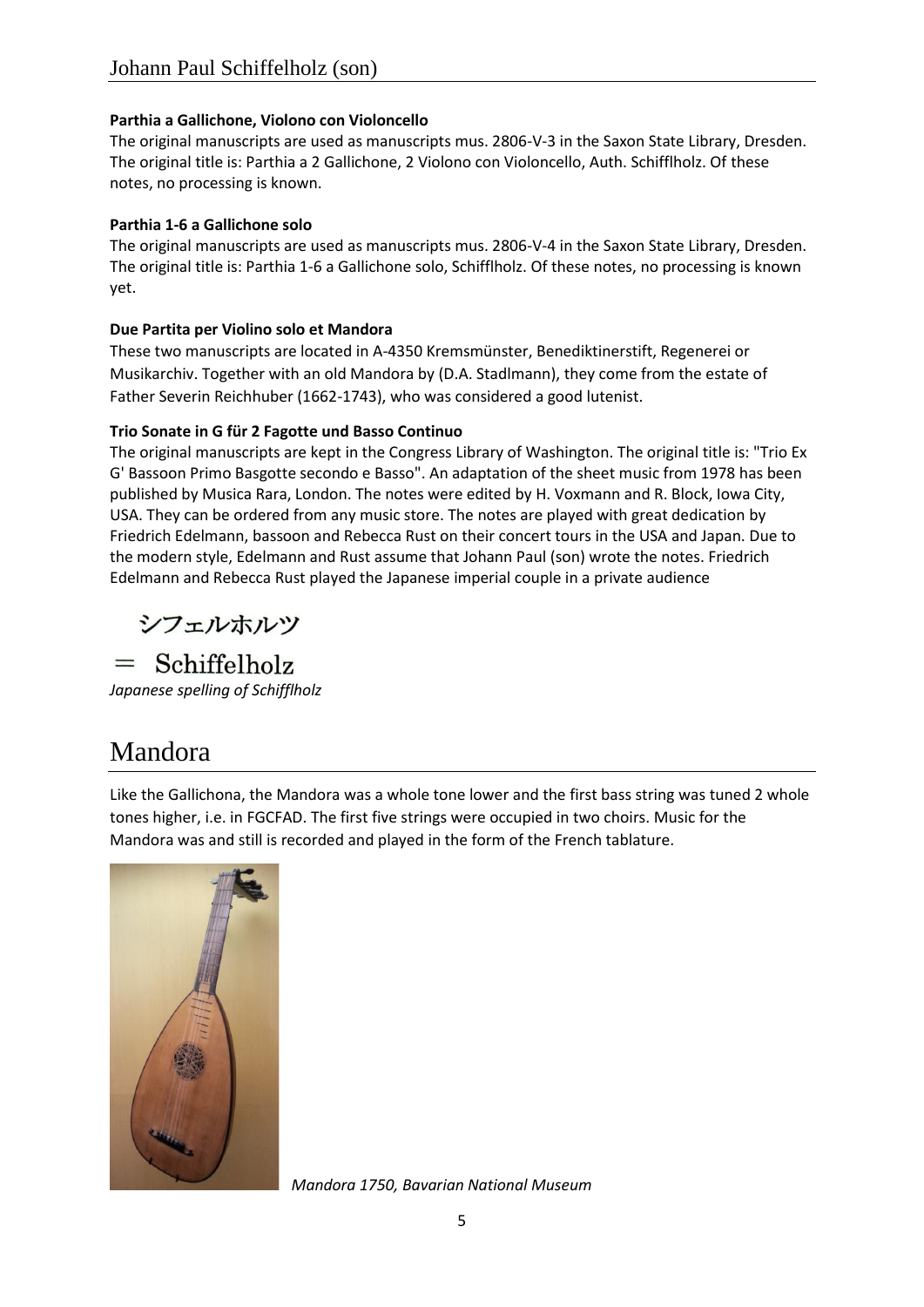## Johann Paul Schiffelholz (son)

**Parthia a Gallichone, Violono con Violoncello**

The original manuscripts are used as manuscripts mus. 2806-V-3 in the Saxon State Library, Dresden. The original title is: Parthia a 2 Gallichone, 2 Violono con Violoncello, Auth. Schifflholz. Of these notes, no processing is known.

**Parthia 1-6 a Gallichone solo**

The original manuscripts are used as manuscripts mus. 2806-V-4 in the Saxon State Library, Dresden. The original title is: Parthia 1-6 a Gallichone solo, Schifflholz. Of these notes, no processing is known yet.

**Due Partita per Violino solo et Mandora**

These two manuscripts are located in A-4350 Kremsmünster, Benediktinerstift, Regenerei or Musikarchiv. Together with an old Mandora by (D.A. Stadlmann), they come from the estate of Father Severin Reichhuber (1662-1743), who was considered a good lutenist.

**Trio Sonate in G für 2 Fagotte und Basso Continuo**

The original manuscripts are kept in the Congress Library of Washington. The original title is: "Trio Ex G' Bassoon Primo Basgotte secondo e Basso". An adaptation of the sheet music from 1978 has been published by Musica Rara, London. The notes were edited by H. Voxmann and R. Block, Iowa City, USA. They can be ordered from any music store. The notes are played with great dedication by Friedrich Edelmann, bassoon and Rebecca Rust on their concert tours in the USA and Japan. Due to the modern style, Edelmann and Rust assume that Johann Paul (son) wrote the notes. Friedrich Edelmann and Rebecca Rust played the Japanese imperial couple in a private audience

シフェルホルツ

= Schiffelholz

*Japanese spelling of Schifflholz*

# Mandora

Like the Gallichona, the Mandora was a whole tone lower and the first bass string was tuned 2 whole tones higher, i.e. in FGCFAD. The first five strings were occupied in two choirs. Music for the Mandora was and still is recorded and played in the form of the French tablature.

*Mandora 1750, Bavarian National Museum*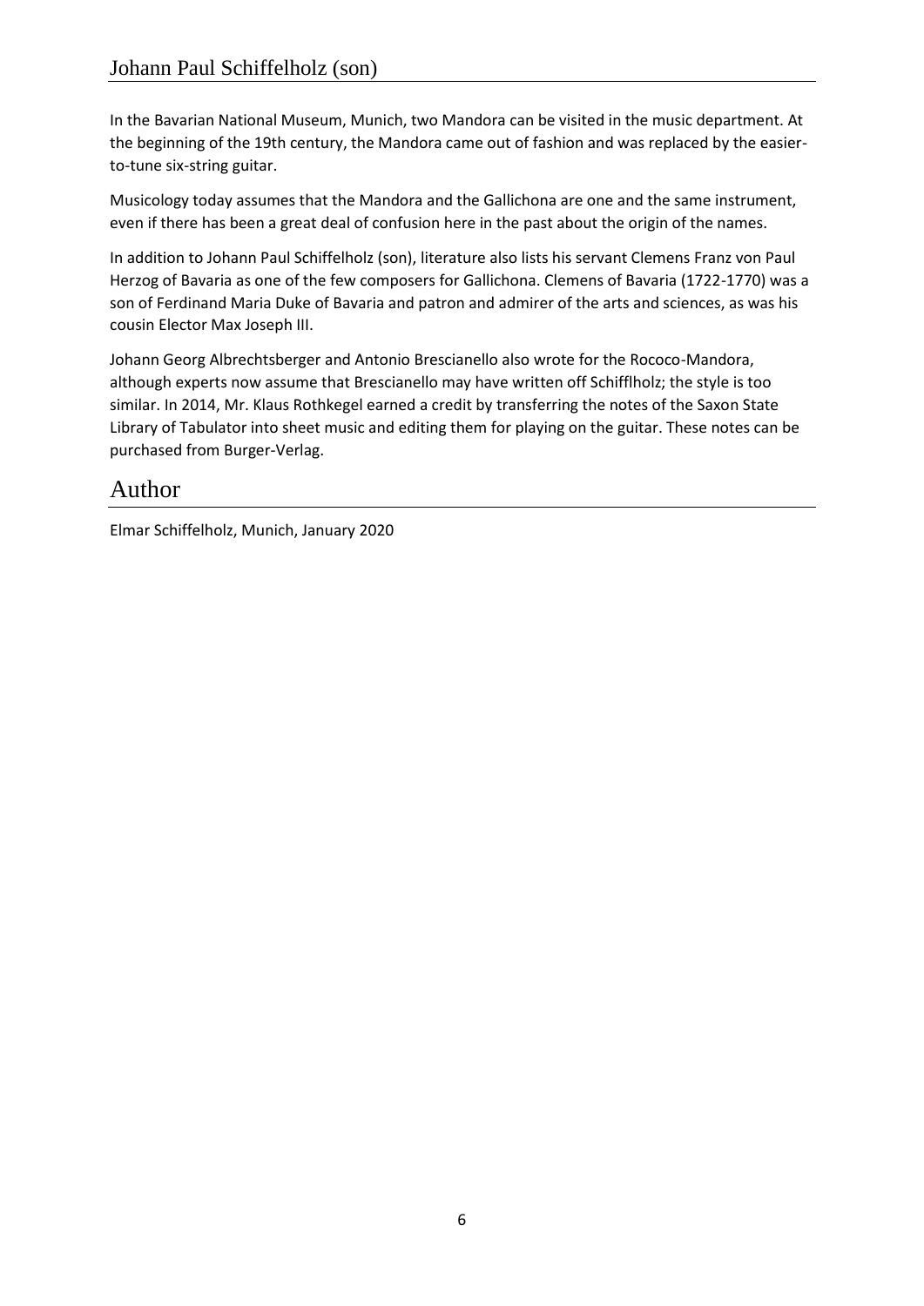## Johann Paul Schiffelholz (son)

In the Bavarian National Museum, Munich, two Mandora can be visited in the music department. At the beginning of the 19th century, the Mandora came out of fashion and was replaced by the easier-to-tune six-string guitar.

Musicology today assumes that the Mandora and the Gallichona are one and the same instrument, even if there has been a great deal of confusion here in the past about the origin of the names.

In addition to Johann Paul Schiffelholz (son), literature also lists his servant Clemens Franz von Paul Herzog of Bavaria as one of the few composers for Gallichona. Clemens of Bavaria (1722-1770) was a son of Ferdinand Maria Duke of Bavaria and patron and admirer of the arts and sciences, as was his cousin Elector Max Joseph III.

Johann Georg Albrechtsberger and Antonio Brescianello also wrote for the Rococo-Mandora, although experts now assume that Brescianello may have written off Schifflholz; the style is too similar. In 2014, Mr. Klaus Rothkegel earned a credit by transferring the notes of the Saxon State Library of Tabulator into sheet music and editing them for playing on the guitar. These notes can be purchased from Burger-Verlag.

# Author

Elmar Schiffelholz, Munich, January 2020